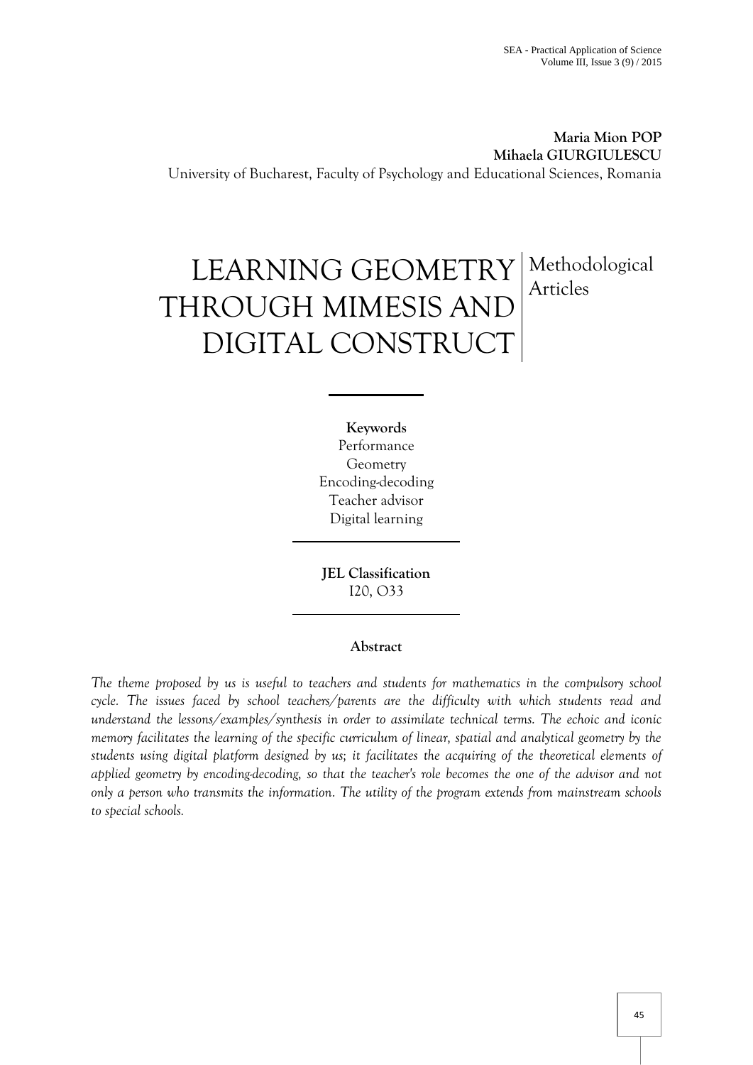**Maria Mion POP**
**Mihaela GIURGIULESCU**
University of Bucharest, Faculty of Psychology and Educational Sciences, Romania

# LEARNING GEOMETRY THROUGH MIMESIS AND DIGITAL CONSTRUCT

Methodological Articles

**Keywords**
Performance
Geometry
Encoding-decoding
Teacher advisor
Digital learning

**JEL Classification**
I20, O33

## Abstract

*The theme proposed by us is useful to teachers and students for mathematics in the compulsory school cycle. The issues faced by school teachers/parents are the difficulty with which students read and understand the lessons/examples/synthesis in order to assimilate technical terms. The echoic and iconic memory facilitates the learning of the specific curriculum of linear, spatial and analytical geometry by the students using digital platform designed by us; it facilitates the acquiring of the theoretical elements of applied geometry by encoding-decoding, so that the teacher's role becomes the one of the advisor and not only a person who transmits the information. The utility of the program extends from mainstream schools to special schools.*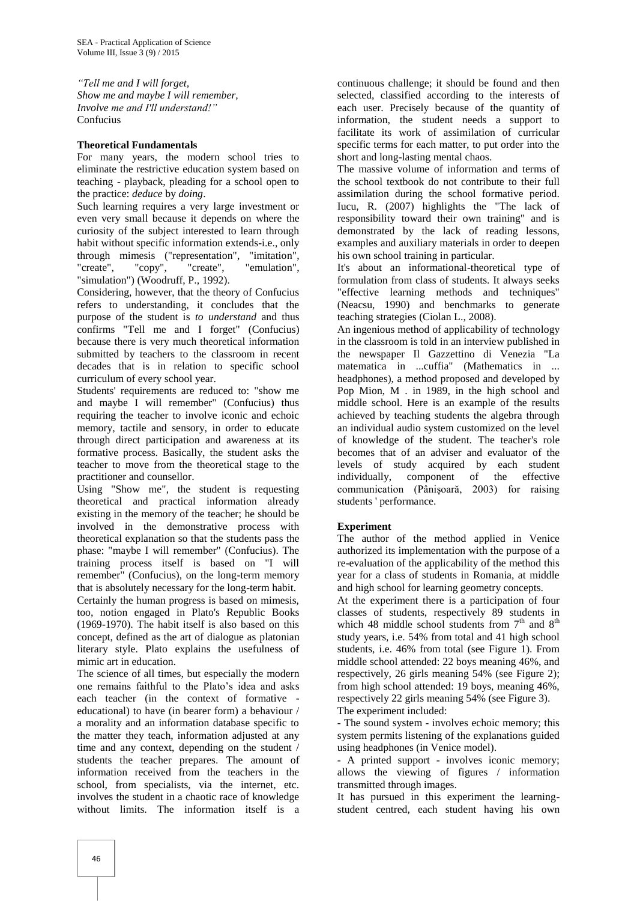*"Tell me and I will forget,*
*Show me and maybe I will remember,*
*Involve me and I'll understand!"*
Confucius

**Theoretical Fundamentals**

For many years, the modern school tries to eliminate the restrictive education system based on teaching - playback, pleading for a school open to the practice: *deduce* by *doing*.

Such learning requires a very large investment or even very small because it depends on where the curiosity of the subject interested to learn through habit without specific information extends-i.e., only through mimesis ("representation", "imitation", "create", "copy", "create", "emulation", "simulation") (Woodruff, P., 1992).

Considering, however, that the theory of Confucius refers to understanding, it concludes that the purpose of the student is *to understand* and thus confirms "Tell me and I forget" (Confucius) because there is very much theoretical information submitted by teachers to the classroom in recent decades that is in relation to specific school curriculum of every school year.

Students' requirements are reduced to: "show me and maybe I will remember" (Confucius) thus requiring the teacher to involve iconic and echoic memory, tactile and sensory, in order to educate through direct participation and awareness at its formative process. Basically, the student asks the teacher to move from the theoretical stage to the practitioner and counsellor.

Using "Show me", the student is requesting theoretical and practical information already existing in the memory of the teacher; he should be involved in the demonstrative process with theoretical explanation so that the students pass the phase: "maybe I will remember" (Confucius). The training process itself is based on "I will remember" (Confucius), on the long-term memory that is absolutely necessary for the long-term habit.

Certainly the human progress is based on mimesis, too, notion engaged in Plato's Republic Books (1969-1970). The habit itself is also based on this concept, defined as the art of dialogue as platonian literary style. Plato explains the usefulness of mimic art in education.

The science of all times, but especially the modern one remains faithful to the Plato's idea and asks each teacher (in the context of formative - educational) to have (in bearer form) a behaviour / a morality and an information database specific to the matter they teach, information adjusted at any time and any context, depending on the student / students the teacher prepares. The amount of information received from the teachers in the school, from specialists, via the internet, etc. involves the student in a chaotic race of knowledge without limits. The information itself is a continuous challenge; it should be found and then selected, classified according to the interests of each user. Precisely because of the quantity of information, the student needs a support to facilitate its work of assimilation of curricular specific terms for each matter, to put order into the short and long-lasting mental chaos.

The massive volume of information and terms of the school textbook do not contribute to their full assimilation during the school formative period. Iucu, R. (2007) highlights the "The lack of responsibility toward their own training" and is demonstrated by the lack of reading lessons, examples and auxiliary materials in order to deepen his own school training in particular.

It's about an informational-theoretical type of formulation from class of students. It always seeks "effective learning methods and techniques" (Neacsu, 1990) and benchmarks to generate teaching strategies (Ciolan L., 2008).

An ingenious method of applicability of technology in the classroom is told in an interview published in the newspaper Il Gazzettino di Venezia "La matematica in ...cuffia" (Mathematics in ... headphones), a method proposed and developed by Pop Mion, M . in 1989, in the high school and middle school. Here is an example of the results achieved by teaching students the algebra through an individual audio system customized on the level of knowledge of the student. The teacher's role becomes that of an adviser and evaluator of the levels of study acquired by each student individually, component of the effective communication (Pânișoară, 2003) for raising students ' performance.

**Experiment**

The author of the method applied in Venice authorized its implementation with the purpose of a re-evaluation of the applicability of the method this year for a class of students in Romania, at middle and high school for learning geometry concepts.

At the experiment there is a participation of four classes of students, respectively 89 students in which 48 middle school students from 7th and 8th study years, i.e. 54% from total and 41 high school students, i.e. 46% from total (see Figure 1). From middle school attended: 22 boys meaning 46%, and respectively, 26 girls meaning 54% (see Figure 2); from high school attended: 19 boys, meaning 46%, respectively 22 girls meaning 54% (see Figure 3).

The experiment included:

- The sound system - involves echoic memory; this system permits listening of the explanations guided using headphones (in Venice model).
- A printed support - involves iconic memory; allows the viewing of figures / information transmitted through images.

It has pursued in this experiment the learning-student centred, each student having his own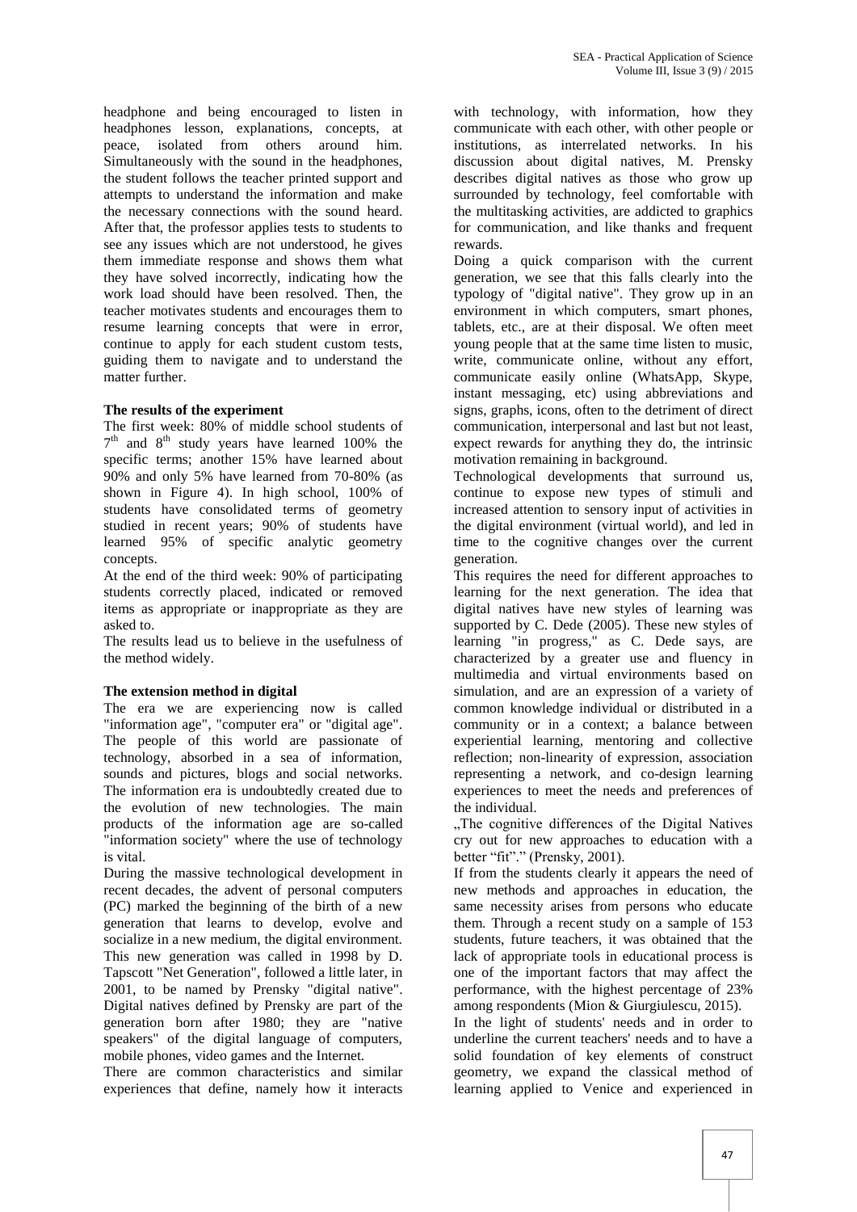headphone and being encouraged to listen in headphones lesson, explanations, concepts, at peace, isolated from others around him. Simultaneously with the sound in the headphones, the student follows the teacher printed support and attempts to understand the information and make the necessary connections with the sound heard. After that, the professor applies tests to students to see any issues which are not understood, he gives them immediate response and shows them what they have solved incorrectly, indicating how the work load should have been resolved. Then, the teacher motivates students and encourages them to resume learning concepts that were in error, continue to apply for each student custom tests, guiding them to navigate and to understand the matter further.

**The results of the experiment**

The first week: 80% of middle school students of 7th and 8th study years have learned 100% the specific terms; another 15% have learned about 90% and only 5% have learned from 70-80% (as shown in Figure 4). In high school, 100% of students have consolidated terms of geometry studied in recent years; 90% of students have learned 95% of specific analytic geometry concepts.

At the end of the third week: 90% of participating students correctly placed, indicated or removed items as appropriate or inappropriate as they are asked to.

The results lead us to believe in the usefulness of the method widely.

**The extension method in digital**

The era we are experiencing now is called "information age", "computer era" or "digital age". The people of this world are passionate of technology, absorbed in a sea of information, sounds and pictures, blogs and social networks. The information era is undoubtedly created due to the evolution of new technologies. The main products of the information age are so-called "information society" where the use of technology is vital.

During the massive technological development in recent decades, the advent of personal computers (PC) marked the beginning of the birth of a new generation that learns to develop, evolve and socialize in a new medium, the digital environment. This new generation was called in 1998 by D. Tapscott "Net Generation", followed a little later, in 2001, to be named by Prensky "digital native". Digital natives defined by Prensky are part of the generation born after 1980; they are "native speakers" of the digital language of computers, mobile phones, video games and the Internet.

There are common characteristics and similar experiences that define, namely how it interacts with technology, with information, how they communicate with each other, with other people or institutions, as interrelated networks. In his discussion about digital natives, M. Prensky describes digital natives as those who grow up surrounded by technology, feel comfortable with the multitasking activities, are addicted to graphics for communication, and like thanks and frequent rewards.

Doing a quick comparison with the current generation, we see that this falls clearly into the typology of "digital native". They grow up in an environment in which computers, smart phones, tablets, etc., are at their disposal. We often meet young people that at the same time listen to music, write, communicate online, without any effort, communicate easily online (WhatsApp, Skype, instant messaging, etc) using abbreviations and signs, graphs, icons, often to the detriment of direct communication, interpersonal and last but not least, expect rewards for anything they do, the intrinsic motivation remaining in background.

Technological developments that surround us, continue to expose new types of stimuli and increased attention to sensory input of activities in the digital environment (virtual world), and led in time to the cognitive changes over the current generation.

This requires the need for different approaches to learning for the next generation. The idea that digital natives have new styles of learning was supported by C. Dede (2005). These new styles of learning "in progress," as C. Dede says, are characterized by a greater use and fluency in multimedia and virtual environments based on simulation, and are an expression of a variety of common knowledge individual or distributed in a community or in a context; a balance between experiential learning, mentoring and collective reflection; non-linearity of expression, association representing a network, and co-design learning experiences to meet the needs and preferences of the individual.

„The cognitive differences of the Digital Natives cry out for new approaches to education with a better "fit"." (Prensky, 2001).

If from the students clearly it appears the need of new methods and approaches in education, the same necessity arises from persons who educate them. Through a recent study on a sample of 153 students, future teachers, it was obtained that the lack of appropriate tools in educational process is one of the important factors that may affect the performance, with the highest percentage of 23% among respondents (Mion & Giurgiulescu, 2015).

In the light of students' needs and in order to underline the current teachers' needs and to have a solid foundation of key elements of construct geometry, we expand the classical method of learning applied to Venice and experienced in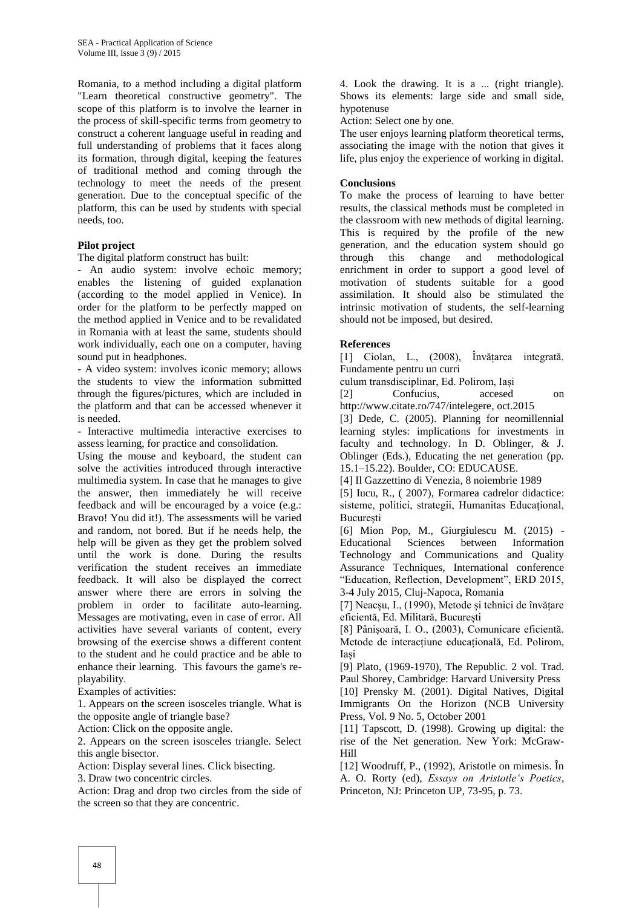Romania, to a method including a digital platform "Learn theoretical constructive geometry". The scope of this platform is to involve the learner in the process of skill-specific terms from geometry to construct a coherent language useful in reading and full understanding of problems that it faces along its formation, through digital, keeping the features of traditional method and coming through the technology to meet the needs of the present generation. Due to the conceptual specific of the platform, this can be used by students with special needs, too.

**Pilot project**

The digital platform construct has built:

- An audio system: involve echoic memory; enables the listening of guided explanation (according to the model applied in Venice). In order for the platform to be perfectly mapped on the method applied in Venice and to be revalidated in Romania with at least the same, students should work individually, each one on a computer, having sound put in headphones.

- A video system: involves iconic memory; allows the students to view the information submitted through the figures/pictures, which are included in the platform and that can be accessed whenever it is needed.

- Interactive multimedia interactive exercises to assess learning, for practice and consolidation.

Using the mouse and keyboard, the student can solve the activities introduced through interactive multimedia system. In case that he manages to give the answer, then immediately he will receive feedback and will be encouraged by a voice (e.g.: Bravo! You did it!). The assessments will be varied and random, not bored. But if he needs help, the help will be given as they get the problem solved until the work is done. During the results verification the student receives an immediate feedback. It will also be displayed the correct answer where there are errors in solving the problem in order to facilitate auto-learning. Messages are motivating, even in case of error. All activities have several variants of content, every browsing of the exercise shows a different content to the student and he could practice and be able to enhance their learning. This favours the game's re-playability.

Examples of activities:

1. Appears on the screen isosceles triangle. What is the opposite angle of triangle base?

Action: Click on the opposite angle.

2. Appears on the screen isosceles triangle. Select this angle bisector.

Action: Display several lines. Click bisecting.

3. Draw two concentric circles.

Action: Drag and drop two circles from the side of the screen so that they are concentric.

4. Look the drawing. It is a ... (right triangle). Shows its elements: large side and small side, hypotenuse

Action: Select one by one.

The user enjoys learning platform theoretical terms, associating the image with the notion that gives it life, plus enjoy the experience of working in digital.

**Conclusions**

To make the process of learning to have better results, the classical methods must be completed in the classroom with new methods of digital learning. This is required by the profile of the new generation, and the education system should go through this change and methodological enrichment in order to support a good level of motivation of students suitable for a good assimilation. It should also be stimulated the intrinsic motivation of students, the self-learning should not be imposed, but desired.

**References**

[1] Ciolan, L., (2008), Învățarea integrată. Fundamente pentru un curriculum transdisciplinar, Ed. Polirom, Iași

[2] Confucius, accesed on http://www.citate.ro/747/intelegere, oct.2015

[3] Dede, C. (2005). Planning for neomillennial learning styles: implications for investments in faculty and technology. In D. Oblinger, & J. Oblinger (Eds.), Educating the net generation (pp. 15.1–15.22). Boulder, CO: EDUCAUSE.

[4] Il Gazzettino di Venezia, 8 noiembrie 1989

[5] Iucu, R., ( 2007), Formarea cadrelor didactice: sisteme, politici, strategii, Humanitas Educațional, București

[6] Mion Pop, M., Giurgiulescu M. (2015) - Educational Sciences between Information Technology and Communications and Quality Assurance Techniques, International conference "Education, Reflection, Development", ERD 2015, 3-4 July 2015, Cluj-Napoca, Romania

[7] Neacșu, I., (1990), Metode și tehnici de învățare eficientă, Ed. Militară, București

[8] Pânișoară, I. O., (2003), Comunicare eficientă. Metode de interacțiune educațională, Ed. Polirom, Iași

[9] Plato, (1969-1970), The Republic. 2 vol. Trad. Paul Shorey, Cambridge: Harvard University Press

[10] Prensky M. (2001). Digital Natives, Digital Immigrants On the Horizon (NCB University Press, Vol. 9 No. 5, October 2001

[11] Tapscott, D. (1998). Growing up digital: the rise of the Net generation. New York: McGraw-Hill

[12] Woodruff, P., (1992), Aristotle on mimesis. În A. O. Rorty (ed), *Essays on Aristotle's Poetics*, Princeton, NJ: Princeton UP, 73-95, p. 73.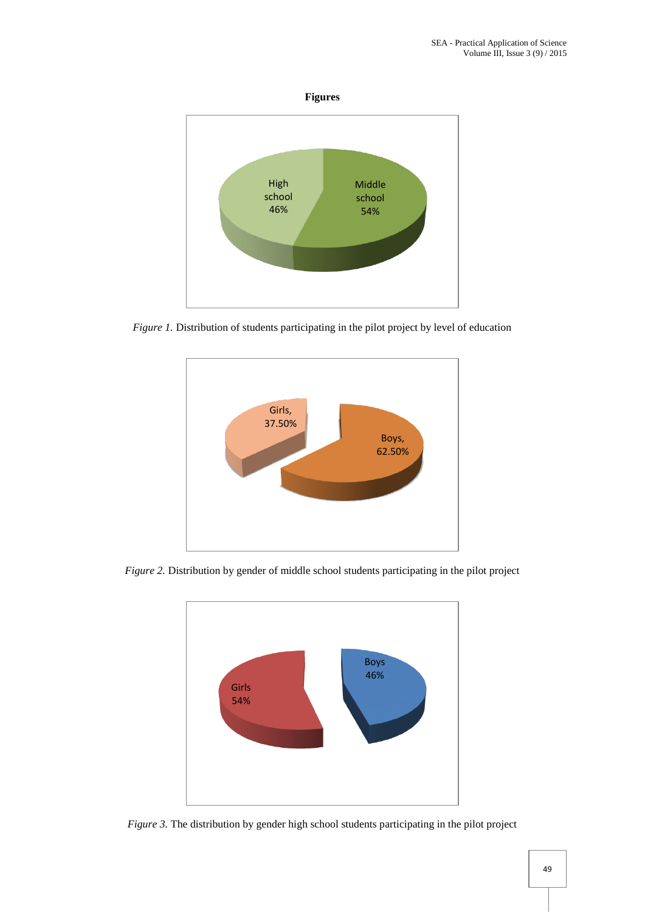**Figures**

*Figure 1.* Distribution of students participating in the pilot project by level of education

*Figure 2.* Distribution by gender of middle school students participating in the pilot project

*Figure 3.* The distribution by gender high school students participating in the pilot project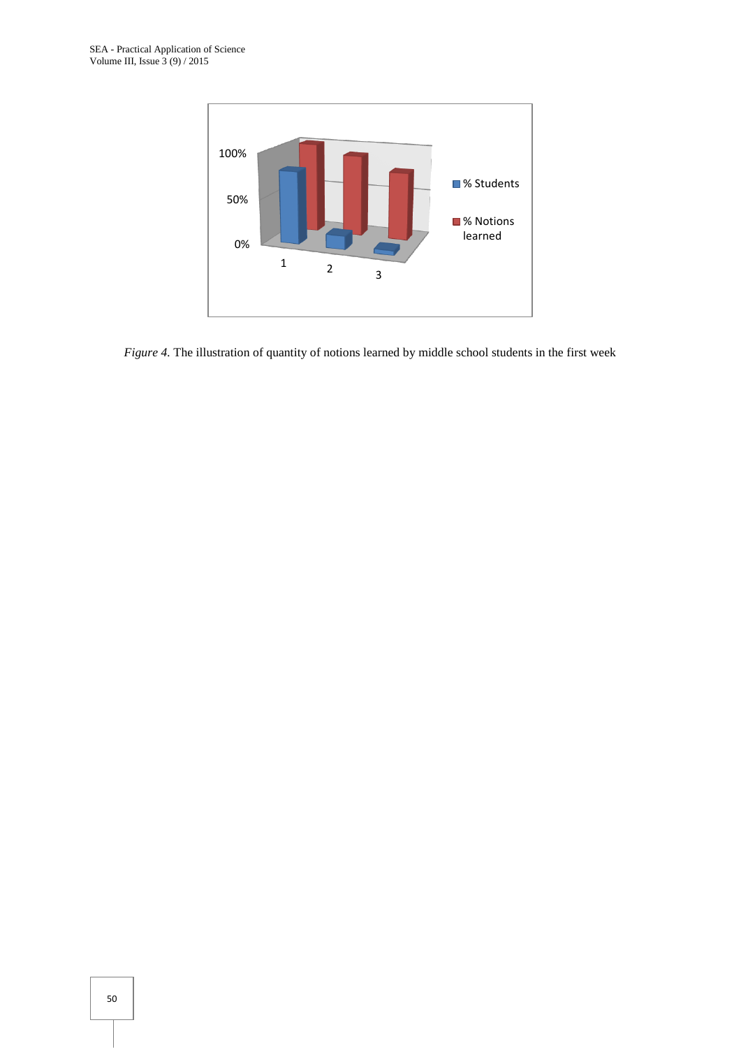100%

50%

0%

1

2

3

% Students

% Notions learned

*Figure 4.* The illustration of quantity of notions learned by middle school students in the first week